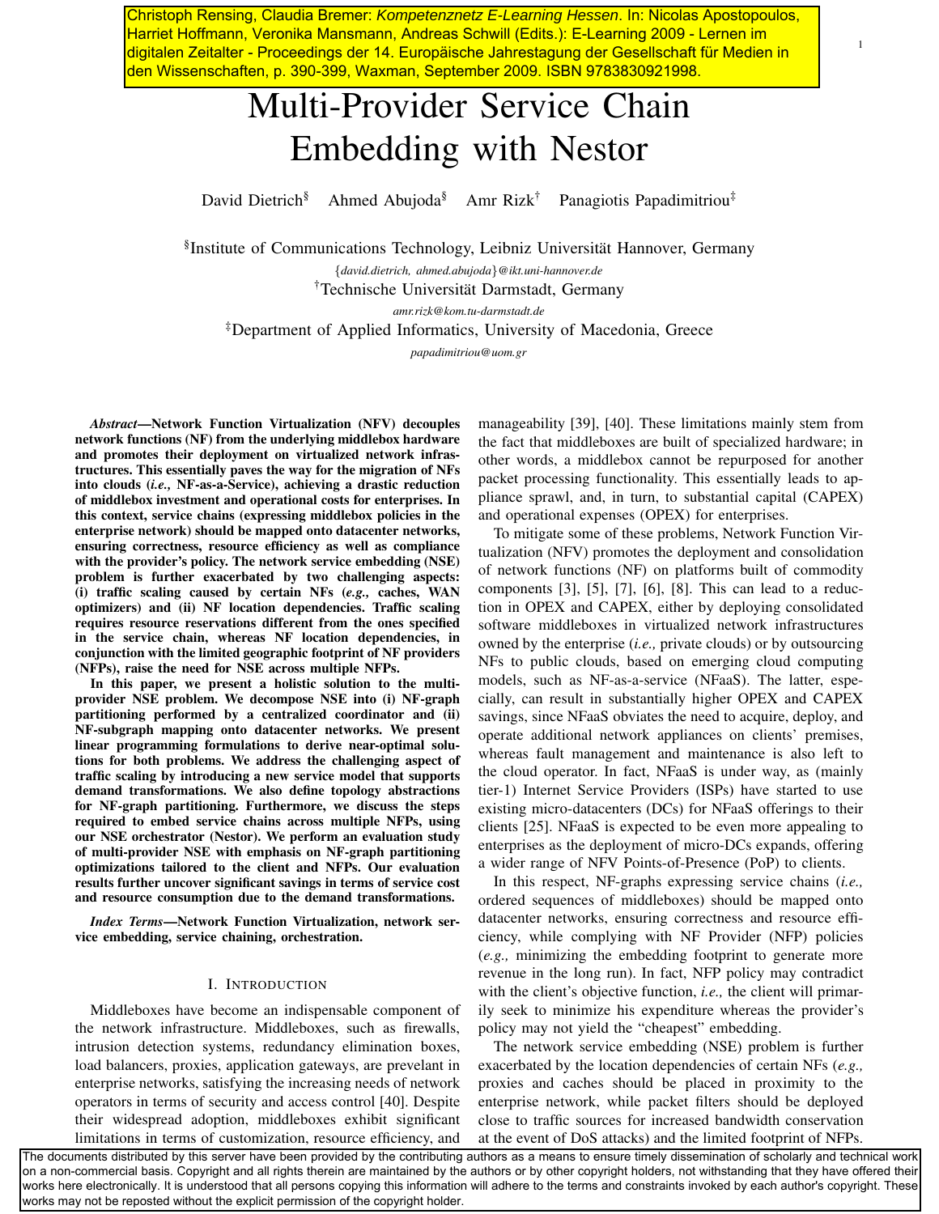Christoph Rensing, Claudia Bremer: *Kompetenznetz E-Learning Hessen*. In: Nicolas Apostopoulos, Harriet Hoffmann, Veronika Mansmann, Andreas Schwill (Edits.): E-Learning 2009 - Lernen im digitalen Zeitalter - Proceedings der 14. Europäische Jahrestagung der Gesellschaft für Medien in den Wissenschaften, p. 390-399, Waxman, September 2009. ISBN 9783830921998.

# Multi-Provider Service Chain Embedding with Nestor

David Dietrich[§] Ahmed Abujoda[§] Amr Rizk[†] Panagiotis Papadimitriou[‡]

[§]Institute of Communications Technology, Leibniz Universität Hannover, Germany
{*david.dietrich, ahmed.abujoda*}*@ikt.uni-hannover.de*
[†]Technische Universität Darmstadt, Germany
*amr.rizk@kom.tu-darmstadt.de*
[‡]Department of Applied Informatics, University of Macedonia, Greece
*papadimitriou@uom.gr*

***Abstract*—Network Function Virtualization (NFV) decouples network functions (NF) from the underlying middlebox hardware and promotes their deployment on virtualized network infrastructures. This essentially paves the way for the migration of NFs into clouds (*i.e.,* NF-as-a-Service), achieving a drastic reduction of middlebox investment and operational costs for enterprises. In this context, service chains (expressing middlebox policies in the enterprise network) should be mapped onto datacenter networks, ensuring correctness, resource efficiency as well as compliance with the provider's policy. The network service embedding (NSE) problem is further exacerbated by two challenging aspects: (i) traffic scaling caused by certain NFs (*e.g.,* caches, WAN optimizers) and (ii) NF location dependencies. Traffic scaling requires resource reservations different from the ones specified in the service chain, whereas NF location dependencies, in conjunction with the limited geographic footprint of NF providers (NFPs), raise the need for NSE across multiple NFPs.**

**In this paper, we present a holistic solution to the multi-provider NSE problem. We decompose NSE into (i) NF-graph partitioning performed by a centralized coordinator and (ii) NF-subgraph mapping onto datacenter networks. We present linear programming formulations to derive near-optimal solutions for both problems. We address the challenging aspect of traffic scaling by introducing a new service model that supports demand transformations. We also define topology abstractions for NF-graph partitioning. Furthermore, we discuss the steps required to embed service chains across multiple NFPs, using our NSE orchestrator (Nestor). We perform an evaluation study of multi-provider NSE with emphasis on NF-graph partitioning optimizations tailored to the client and NFPs. Our evaluation results further uncover significant savings in terms of service cost and resource consumption due to the demand transformations.**

***Index Terms*—Network Function Virtualization, network service embedding, service chaining, orchestration.**

## I. Introduction

Middleboxes have become an indispensable component of the network infrastructure. Middleboxes, such as firewalls, intrusion detection systems, redundancy elimination boxes, load balancers, proxies, application gateways, are prevelant in enterprise networks, satisfying the increasing needs of network operators in terms of security and access control [40]. Despite their widespread adoption, middleboxes exhibit significant limitations in terms of customization, resource efficiency, and manageability [39], [40]. These limitations mainly stem from the fact that middleboxes are built of specialized hardware; in other words, a middlebox cannot be repurposed for another packet processing functionality. This essentially leads to appliance sprawl, and, in turn, to substantial capital (CAPEX) and operational expenses (OPEX) for enterprises.

To mitigate some of these problems, Network Function Virtualization (NFV) promotes the deployment and consolidation of network functions (NF) on platforms built of commodity components [3], [5], [7], [6], [8]. This can lead to a reduction in OPEX and CAPEX, either by deploying consolidated software middleboxes in virtualized network infrastructures owned by the enterprise (*i.e.,* private clouds) or by outsourcing NFs to public clouds, based on emerging cloud computing models, such as NF-as-a-service (NFaaS). The latter, especially, can result in substantially higher OPEX and CAPEX savings, since NFaaS obviates the need to acquire, deploy, and operate additional network appliances on clients' premises, whereas fault management and maintenance is also left to the cloud operator. In fact, NFaaS is under way, as (mainly tier-1) Internet Service Providers (ISPs) have started to use existing micro-datacenters (DCs) for NFaaS offerings to their clients [25]. NFaaS is expected to be even more appealing to enterprises as the deployment of micro-DCs expands, offering a wider range of NFV Points-of-Presence (PoP) to clients.

In this respect, NF-graphs expressing service chains (*i.e.,* ordered sequences of middleboxes) should be mapped onto datacenter networks, ensuring correctness and resource efficiency, while complying with NF Provider (NFP) policies (*e.g.,* minimizing the embedding footprint to generate more revenue in the long run). In fact, NFP policy may contradict with the client's objective function, *i.e.,* the client will primarily seek to minimize his expenditure whereas the provider's policy may not yield the "cheapest" embedding.

The network service embedding (NSE) problem is further exacerbated by the location dependencies of certain NFs (*e.g.,* proxies and caches should be placed in proximity to the enterprise network, while packet filters should be deployed close to traffic sources for increased bandwidth conservation at the event of DoS attacks) and the limited footprint of NFPs.

The documents distributed by this server have been provided by the contributing authors as a means to ensure timely dissemination of scholarly and technical work on a non-commercial basis. Copyright and all rights therein are maintained by the authors or by other copyright holders, not withstanding that they have offered their works here electronically. It is understood that all persons copying this information will adhere to the terms and constraints invoked by each author's copyright. These works may not be reposted without the explicit permission of the copyright holder.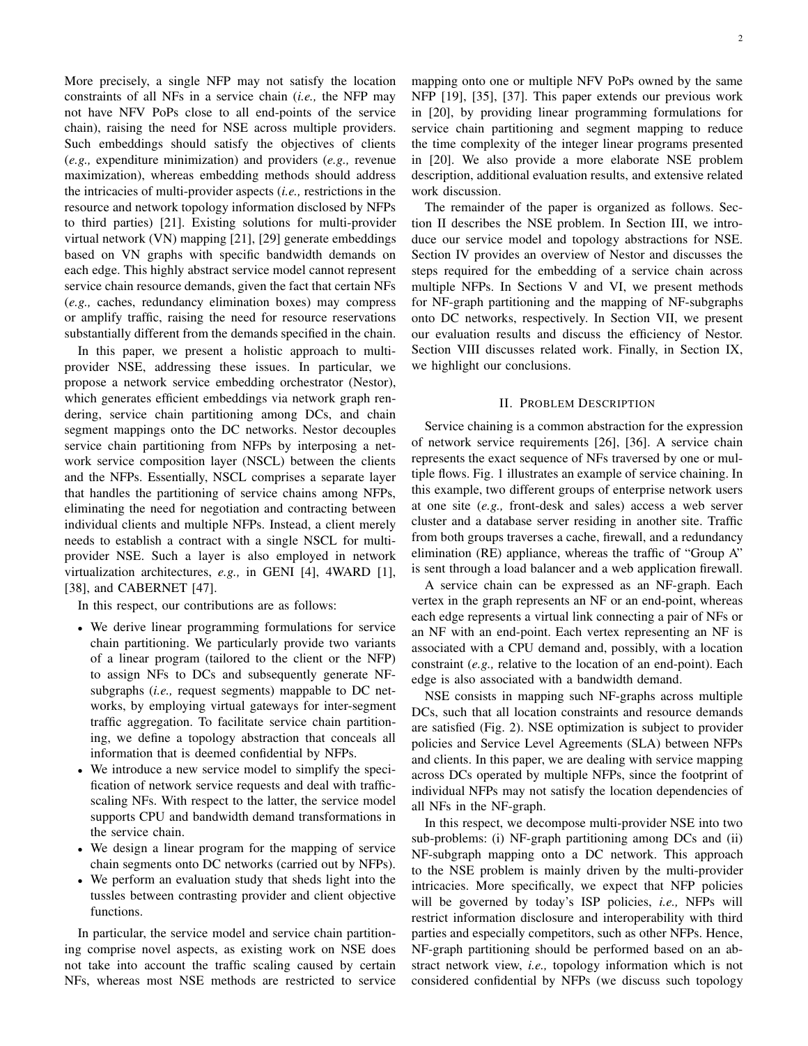More precisely, a single NFP may not satisfy the location constraints of all NFs in a service chain (*i.e.,* the NFP may not have NFV PoPs close to all end-points of the service chain), raising the need for NSE across multiple providers. Such embeddings should satisfy the objectives of clients (*e.g.,* expenditure minimization) and providers (*e.g.,* revenue maximization), whereas embedding methods should address the intricacies of multi-provider aspects (*i.e.,* restrictions in the resource and network topology information disclosed by NFPs to third parties) [21]. Existing solutions for multi-provider virtual network (VN) mapping [21], [29] generate embeddings based on VN graphs with specific bandwidth demands on each edge. This highly abstract service model cannot represent service chain resource demands, given the fact that certain NFs (*e.g.,* caches, redundancy elimination boxes) may compress or amplify traffic, raising the need for resource reservations substantially different from the demands specified in the chain.

In this paper, we present a holistic approach to multi-provider NSE, addressing these issues. In particular, we propose a network service embedding orchestrator (Nestor), which generates efficient embeddings via network graph rendering, service chain partitioning among DCs, and chain segment mappings onto the DC networks. Nestor decouples service chain partitioning from NFPs by interposing a network service composition layer (NSCL) between the clients and the NFPs. Essentially, NSCL comprises a separate layer that handles the partitioning of service chains among NFPs, eliminating the need for negotiation and contracting between individual clients and multiple NFPs. Instead, a client merely needs to establish a contract with a single NSCL for multi-provider NSE. Such a layer is also employed in network virtualization architectures, *e.g.,* in GENI [4], 4WARD [1], [38], and CABERNET [47].

In this respect, our contributions are as follows:

- We derive linear programming formulations for service chain partitioning. We particularly provide two variants of a linear program (tailored to the client or the NFP) to assign NFs to DCs and subsequently generate NF-subgraphs (*i.e.,* request segments) mappable to DC networks, by employing virtual gateways for inter-segment traffic aggregation. To facilitate service chain partitioning, we define a topology abstraction that conceals all information that is deemed confidential by NFPs.
- We introduce a new service model to simplify the specification of network service requests and deal with traffic-scaling NFs. With respect to the latter, the service model supports CPU and bandwidth demand transformations in the service chain.
- We design a linear program for the mapping of service chain segments onto DC networks (carried out by NFPs).
- We perform an evaluation study that sheds light into the tussles between contrasting provider and client objective functions.

In particular, the service model and service chain partitioning comprise novel aspects, as existing work on NSE does not take into account the traffic scaling caused by certain NFs, whereas most NSE methods are restricted to service mapping onto one or multiple NFV PoPs owned by the same NFP [19], [35], [37]. This paper extends our previous work in [20], by providing linear programming formulations for service chain partitioning and segment mapping to reduce the time complexity of the integer linear programs presented in [20]. We also provide a more elaborate NSE problem description, additional evaluation results, and extensive related work discussion.

The remainder of the paper is organized as follows. Section II describes the NSE problem. In Section III, we introduce our service model and topology abstractions for NSE. Section IV provides an overview of Nestor and discusses the steps required for the embedding of a service chain across multiple NFPs. In Sections V and VI, we present methods for NF-graph partitioning and the mapping of NF-subgraphs onto DC networks, respectively. In Section VII, we present our evaluation results and discuss the efficiency of Nestor. Section VIII discusses related work. Finally, in Section IX, we highlight our conclusions.

## II. Problem Description

Service chaining is a common abstraction for the expression of network service requirements [26], [36]. A service chain represents the exact sequence of NFs traversed by one or multiple flows. Fig. 1 illustrates an example of service chaining. In this example, two different groups of enterprise network users at one site (*e.g.,* front-desk and sales) access a web server cluster and a database server residing in another site. Traffic from both groups traverses a cache, firewall, and a redundancy elimination (RE) appliance, whereas the traffic of "Group A" is sent through a load balancer and a web application firewall.

A service chain can be expressed as an NF-graph. Each vertex in the graph represents an NF or an end-point, whereas each edge represents a virtual link connecting a pair of NFs or an NF with an end-point. Each vertex representing an NF is associated with a CPU demand and, possibly, with a location constraint (*e.g.,* relative to the location of an end-point). Each edge is also associated with a bandwidth demand.

NSE consists in mapping such NF-graphs across multiple DCs, such that all location constraints and resource demands are satisfied (Fig. 2). NSE optimization is subject to provider policies and Service Level Agreements (SLA) between NFPs and clients. In this paper, we are dealing with service mapping across DCs operated by multiple NFPs, since the footprint of individual NFPs may not satisfy the location dependencies of all NFs in the NF-graph.

In this respect, we decompose multi-provider NSE into two sub-problems: (i) NF-graph partitioning among DCs and (ii) NF-subgraph mapping onto a DC network. This approach to the NSE problem is mainly driven by the multi-provider intricacies. More specifically, we expect that NFP policies will be governed by today's ISP policies, *i.e.,* NFPs will restrict information disclosure and interoperability with third parties and especially competitors, such as other NFPs. Hence, NF-graph partitioning should be performed based on an abstract network view, *i.e.,* topology information which is not considered confidential by NFPs (we discuss such topology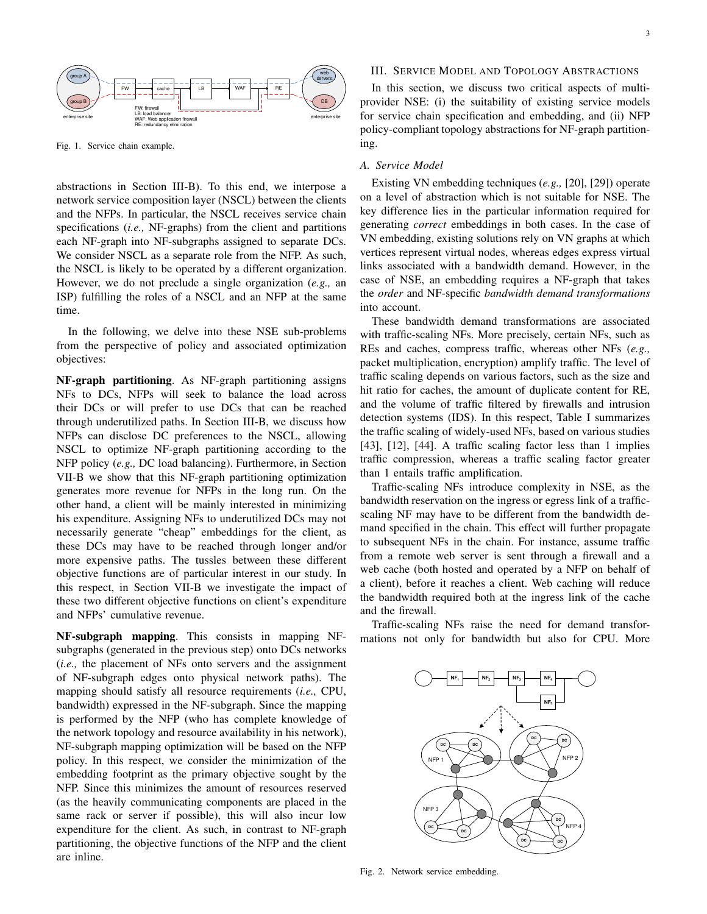Fig. 1. Service chain example.

abstractions in Section III-B). To this end, we interpose a network service composition layer (NSCL) between the clients and the NFPs. In particular, the NSCL receives service chain specifications (*i.e.,* NF-graphs) from the client and partitions each NF-graph into NF-subgraphs assigned to separate DCs. We consider NSCL as a separate role from the NFP. As such, the NSCL is likely to be operated by a different organization. However, we do not preclude a single organization (*e.g.,* an ISP) fulfilling the roles of a NSCL and an NFP at the same time.

In the following, we delve into these NSE sub-problems from the perspective of policy and associated optimization objectives:

**NF-graph partitioning**. As NF-graph partitioning assigns NFs to DCs, NFPs will seek to balance the load across their DCs or will prefer to use DCs that can be reached through underutilized paths. In Section III-B, we discuss how NFPs can disclose DC preferences to the NSCL, allowing NSCL to optimize NF-graph partitioning according to the NFP policy (*e.g.,* DC load balancing). Furthermore, in Section VII-B we show that this NF-graph partitioning optimization generates more revenue for NFPs in the long run. On the other hand, a client will be mainly interested in minimizing his expenditure. Assigning NFs to underutilized DCs may not necessarily generate "cheap" embeddings for the client, as these DCs may have to be reached through longer and/or more expensive paths. The tussles between these different objective functions are of particular interest in our study. In this respect, in Section VII-B we investigate the impact of these two different objective functions on client's expenditure and NFPs' cumulative revenue.

**NF-subgraph mapping**. This consists in mapping NF-subgraphs (generated in the previous step) onto DCs networks (*i.e.,* the placement of NFs onto servers and the assignment of NF-subgraph edges onto physical network paths). The mapping should satisfy all resource requirements (*i.e.,* CPU, bandwidth) expressed in the NF-subgraph. Since the mapping is performed by the NFP (who has complete knowledge of the network topology and resource availability in his network), NF-subgraph mapping optimization will be based on the NFP policy. In this respect, we consider the minimization of the embedding footprint as the primary objective sought by the NFP. Since this minimizes the amount of resources reserved (as the heavily communicating components are placed in the same rack or server if possible), this will also incur low expenditure for the client. As such, in contrast to NF-graph partitioning, the objective functions of the NFP and the client are inline.

## III. Service Model and Topology Abstractions

In this section, we discuss two critical aspects of multi-provider NSE: (i) the suitability of existing service models for service chain specification and embedding, and (ii) NFP policy-compliant topology abstractions for NF-graph partitioning.

### A. Service Model

Existing VN embedding techniques (*e.g.,* [20], [29]) operate on a level of abstraction which is not suitable for NSE. The key difference lies in the particular information required for generating *correct* embeddings in both cases. In the case of VN embedding, existing solutions rely on VN graphs at which vertices represent virtual nodes, whereas edges express virtual links associated with a bandwidth demand. However, in the case of NSE, an embedding requires a NF-graph that takes the *order* and NF-specific *bandwidth demand transformations* into account.

These bandwidth demand transformations are associated with traffic-scaling NFs. More precisely, certain NFs, such as REs and caches, compress traffic, whereas other NFs (*e.g.,* packet multiplication, encryption) amplify traffic. The level of traffic scaling depends on various factors, such as the size and hit ratio for caches, the amount of duplicate content for RE, and the volume of traffic filtered by firewalls and intrusion detection systems (IDS). In this respect, Table I summarizes the traffic scaling of widely-used NFs, based on various studies [43], [12], [44]. A traffic scaling factor less than 1 implies traffic compression, whereas a traffic scaling factor greater than 1 entails traffic amplification.

Traffic-scaling NFs introduce complexity in NSE, as the bandwidth reservation on the ingress or egress link of a traffic-scaling NF may have to be different from the bandwidth demand specified in the chain. This effect will further propagate to subsequent NFs in the chain. For instance, assume traffic from a remote web server is sent through a firewall and a web cache (both hosted and operated by a NFP on behalf of a client), before it reaches a client. Web caching will reduce the bandwidth required both at the ingress link of the cache and the firewall.

Traffic-scaling NFs raise the need for demand transformations not only for bandwidth but also for CPU. More

Fig. 2. Network service embedding.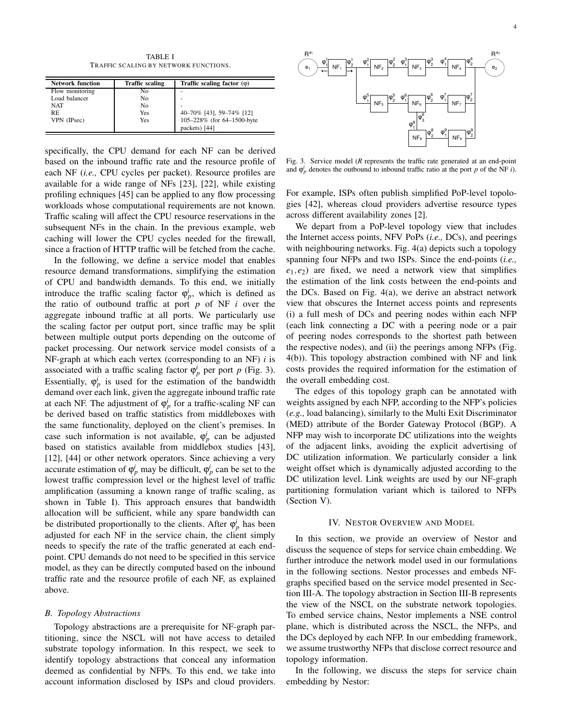TABLE I
TRAFFIC SCALING BY NETWORK FUNCTIONS.

| Network function | Traffic scaling | Traffic scaling factor (φ) |
|---|---|---|
| Flow monitoring | No | - |
| Load balancer | No | - |
| NAT | No | - |
| RE | Yes | 40–70% [43], 59–74% [12] |
| VPN (IPsec) | Yes | 105–228% (for 64–1500-byte packets) [44] |

specifically, the CPU demand for each NF can be derived based on the inbound traffic rate and the resource profile of each NF (*i.e.,* CPU cycles per packet). Resource profiles are available for a wide range of NFs [23], [22], while existing profiling echniques [45] can be applied to any flow processing workloads whose computational requirements are not known. Traffic scaling will affect the CPU resource reservations in the subsequent NFs in the chain. In the previous example, web caching will lower the CPU cycles needed for the firewall, since a fraction of HTTP traffic will be fetched from the cache.

In the following, we define a service model that enables resource demand transformations, simplifying the estimation of CPU and bandwidth demands. To this end, we initially introduce the traffic scaling factor $\varphi_p^i$, which is defined as the ratio of outbound traffic at port $p$ of NF $i$ over the aggregate inbound traffic at all ports. We particularly use the scaling factor per output port, since traffic may be split between multiple output ports depending on the outcome of packet processing. Our network service model consists of a NF-graph at which each vertex (corresponding to an NF) $i$ is associated with a traffic scaling factor $\varphi_p^i$ per port $p$ (Fig. 3). Essentially, $\varphi_p^i$ is used for the estimation of the bandwidth demand over each link, given the aggregate inbound traffic rate at each NF. The adjustment of $\varphi_p^i$ for a traffic-scaling NF can be derived based on traffic statistics from middleboxes with the same functionality, deployed on the client's premises. In case such information is not available, $\varphi_p^i$ can be adjusted based on statistics available from middlebox studies [43], [12], [44] or other network operators. Since achieving a very accurate estimation of $\varphi_p^i$ may be difficult, $\varphi_p^i$ can be set to the lowest traffic compression level or the highest level of traffic amplification (assuming a known range of traffic scaling, as shown in Table I). This approach ensures that bandwidth allocation will be sufficient, while any spare bandwidth can be distributed proportionally to the clients. After $\varphi_p^i$ has been adjusted for each NF in the service chain, the client simply needs to specify the rate of the traffic generated at each end-point. CPU demands do not need to be specified in this service model, as they can be directly computed based on the inbound traffic rate and the resource profile of each NF, as explained above.

### B. Topology Abstractions

Topology abstractions are a prerequisite for NF-graph partitioning, since the NSCL will not have access to detailed substrate topology information. In this respect, we seek to identify topology abstractions that conceal any information deemed as confidential by NFPs. To this end, we take into account information disclosed by ISPs and cloud providers. For example, ISPs often publish simplified PoP-level topologies [42], whereas cloud providers advertise resource types across different availability zones [2].

Fig. 3. Service model ($R$ represents the traffic rate generated at an end-point and $\varphi_p^i$ denotes the outbound to inbound traffic ratio at the port $p$ of the NF $i$).

We depart from a PoP-level topology view that includes the Internet access points, NFV PoPs (*i.e.,* DCs), and peerings with neighbouring networks. Fig. 4(a) depicts such a topology spanning four NFPs and two ISPs. Since the end-points (*i.e.,* $e_1, e_2$) are fixed, we need a network view that simplifies the estimation of the link costs between the end-points and the DCs. Based on Fig. 4(a), we derive an abstract network view that obscures the Internet access points and represents (i) a full mesh of DCs and peering nodes within each NFP (each link connecting a DC with a peering node or a pair of peering nodes corresponds to the shortest path between the respective nodes), and (ii) the peerings among NFPs (Fig. 4(b)). This topology abstraction combined with NF and link costs provides the required information for the estimation of the overall embedding cost.

The edges of this topology graph can be annotated with weights assigned by each NFP, according to the NFP's policies (*e.g.,* load balancing), similarly to the Multi Exit Discriminator (MED) attribute of the Border Gateway Protocol (BGP). A NFP may wish to incorporate DC utilizations into the weights of the adjacent links, avoiding the explicit advertising of DC utilization information. We particularly consider a link weight offset which is dynamically adjusted according to the DC utilization level. Link weights are used by our NF-graph partitioning formulation variant which is tailored to NFPs (Section V).

## IV. NESTOR OVERVIEW AND MODEL

In this section, we provide an overview of Nestor and discuss the sequence of steps for service chain embedding. We further introduce the network model used in our formulations in the following sections. Nestor processes and embeds NF-graphs specified based on the service model presented in Section III-A. The topology abstraction in Section III-B represents the view of the NSCL on the substrate network topologies. To embed service chains, Nestor implements a NSE control plane, which is distributed across the NSCL, the NFPs, and the DCs deployed by each NFP. In our embedding framework, we assume trustworthy NFPs that disclose correct resource and topology information.

In the following, we discuss the steps for service chain embedding by Nestor: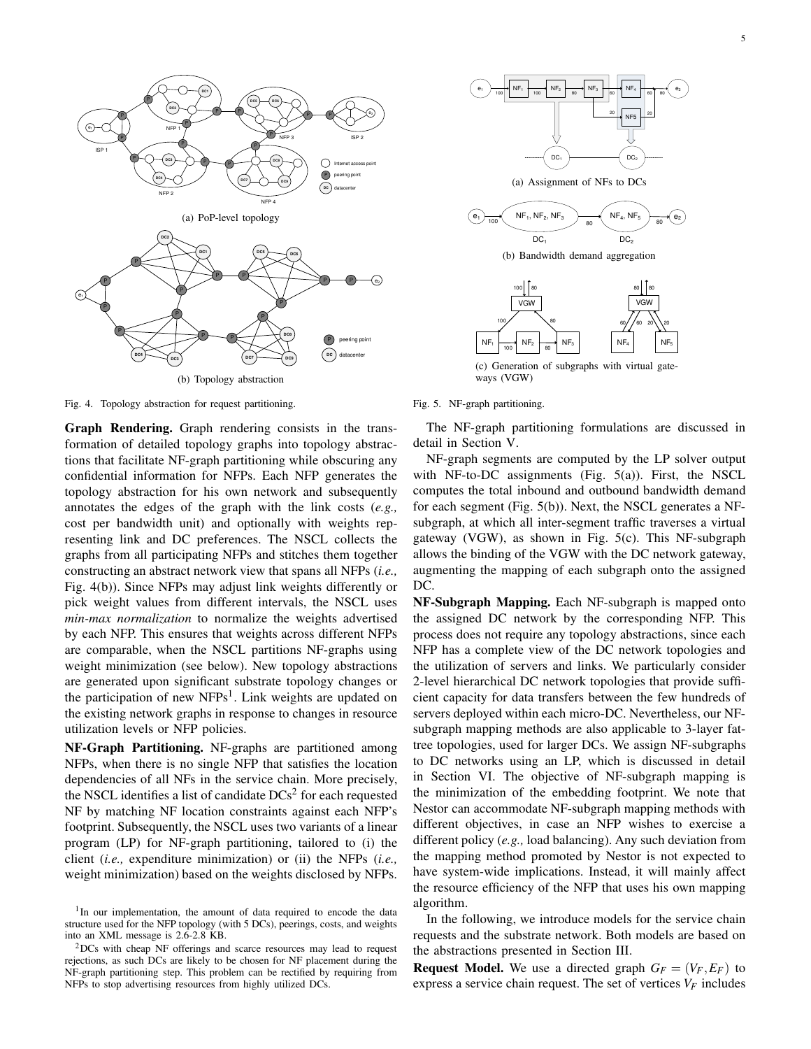(a) PoP-level topology

(b) Topology abstraction

Fig. 4. Topology abstraction for request partitioning.

(a) Assignment of NFs to DCs

(b) Bandwidth demand aggregation

(c) Generation of subgraphs with virtual gateways (VGW)

Fig. 5. NF-graph partitioning.

**Graph Rendering.** Graph rendering consists in the transformation of detailed topology graphs into topology abstractions that facilitate NF-graph partitioning while obscuring any confidential information for NFPs. Each NFP generates the topology abstraction for his own network and subsequently annotates the edges of the graph with the link costs (*e.g.,* cost per bandwidth unit) and optionally with weights representing link and DC preferences. The NSCL collects the graphs from all participating NFPs and stitches them together constructing an abstract network view that spans all NFPs (*i.e.,* Fig. 4(b)). Since NFPs may adjust link weights differently or pick weight values from different intervals, the NSCL uses *min-max normalization* to normalize the weights advertised by each NFP. This ensures that weights across different NFPs are comparable, when the NSCL partitions NF-graphs using weight minimization (see below). New topology abstractions are generated upon significant substrate topology changes or the participation of new NFPs[1]. Link weights are updated on the existing network graphs in response to changes in resource utilization levels or NFP policies.

**NF-Graph Partitioning.** NF-graphs are partitioned among NFPs, when there is no single NFP that satisfies the location dependencies of all NFs in the service chain. More precisely, the NSCL identifies a list of candidate DCs[2] for each requested NF by matching NF location constraints against each NFP's footprint. Subsequently, the NSCL uses two variants of a linear program (LP) for NF-graph partitioning, tailored to (i) the client (*i.e.,* expenditure minimization) or (ii) the NFPs (*i.e.,* weight minimization) based on the weights disclosed by NFPs.

[1] In our implementation, the amount of data required to encode the data structure used for the NFP topology (with 5 DCs), peerings, costs, and weights into an XML message is 2.6-2.8 KB.

[2] DCs with cheap NF offerings and scarce resources may lead to request rejections, as such DCs are likely to be chosen for NF placement during the NF-graph partitioning step. This problem can be rectified by requiring from NFPs to stop advertising resources from highly utilized DCs.

The NF-graph partitioning formulations are discussed in detail in Section V.

NF-graph segments are computed by the LP solver output with NF-to-DC assignments (Fig. 5(a)). First, the NSCL computes the total inbound and outbound bandwidth demand for each segment (Fig. 5(b)). Next, the NSCL generates a NF-subgraph, at which all inter-segment traffic traverses a virtual gateway (VGW), as shown in Fig. 5(c). This NF-subgraph allows the binding of the VGW with the DC network gateway, augmenting the mapping of each subgraph onto the assigned DC.

**NF-Subgraph Mapping.** Each NF-subgraph is mapped onto the assigned DC network by the corresponding NFP. This process does not require any topology abstractions, since each NFP has a complete view of the DC network topologies and the utilization of servers and links. We particularly consider 2-level hierarchical DC network topologies that provide sufficient capacity for data transfers between the few hundreds of servers deployed within each micro-DC. Nevertheless, our NF-subgraph mapping methods are also applicable to 3-layer fat-tree topologies, used for larger DCs. We assign NF-subgraphs to DC networks using an LP, which is discussed in detail in Section VI. The objective of NF-subgraph mapping is the minimization of the embedding footprint. We note that Nestor can accommodate NF-subgraph mapping methods with different objectives, in case an NFP wishes to exercise a different policy (*e.g.,* load balancing). Any such deviation from the mapping method promoted by Nestor is not expected to have system-wide implications. Instead, it will mainly affect the resource efficiency of the NFP that uses his own mapping algorithm.

In the following, we introduce models for the service chain requests and the substrate network. Both models are based on the abstractions presented in Section III.

**Request Model.** We use a directed graph $G_F = (V_F, E_F)$ to express a service chain request. The set of vertices $V_F$ includes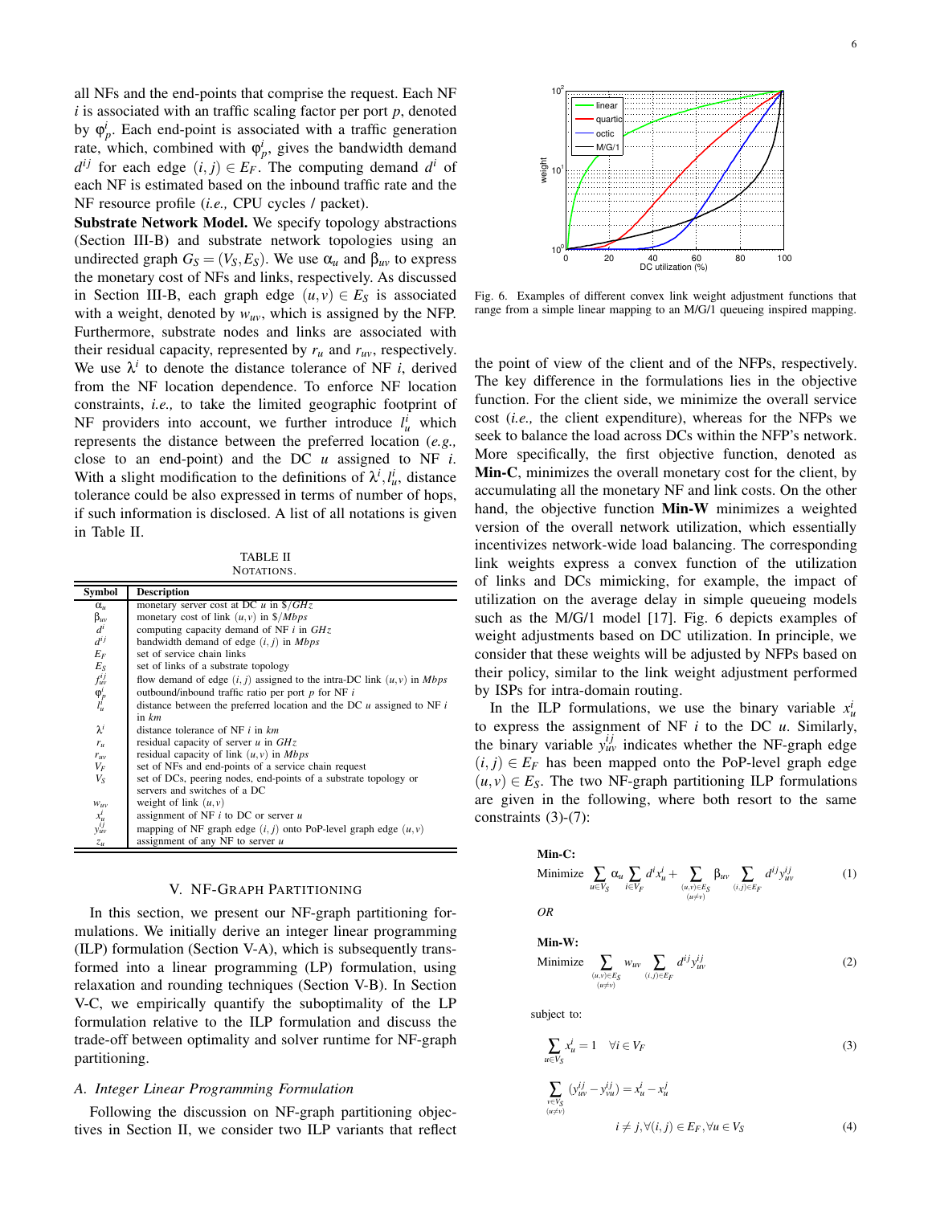all NFs and the end-points that comprise the request. Each NF $i$ is associated with an traffic scaling factor per port $p$, denoted by $\varphi_p^i$. Each end-point is associated with a traffic generation rate, which, combined with $\varphi_p^i$, gives the bandwidth demand $d^{ij}$ for each edge $(i,j) \in E_F$. The computing demand $d^i$ of each NF is estimated based on the inbound traffic rate and the NF resource profile (*i.e.,* CPU cycles / packet).

**Substrate Network Model.** We specify topology abstractions (Section III-B) and substrate network topologies using an undirected graph $G_S = (V_S, E_S)$. We use $\alpha_u$ and $\beta_{uv}$ to express the monetary cost of NFs and links, respectively. As discussed in Section III-B, each graph edge $(u,v) \in E_S$ is associated with a weight, denoted by $w_{uv}$, which is assigned by the NFP. Furthermore, substrate nodes and links are associated with their residual capacity, represented by $r_u$ and $r_{uv}$, respectively. We use $\lambda^i$ to denote the distance tolerance of NF $i$, derived from the NF location dependence. To enforce NF location constraints, *i.e.,* to take the limited geographic footprint of NF providers into account, we further introduce $l_u^i$ which represents the distance between the preferred location (*e.g.,* close to an end-point) and the DC $u$ assigned to NF $i$. With a slight modification to the definitions of $\lambda^i, l_u^i$, distance tolerance could be also expressed in terms of number of hops, if such information is disclosed. A list of all notations is given in Table II.

TABLE II
NOTATIONS.

| Symbol | Description |
|---|---|
| $\alpha_u$ | monetary server cost at DC $u$ in $\$/GHz$ |
| $\beta_{uv}$ | monetary cost of link $(u,v)$ in $\$/Mbps$ |
| $d^i$ | computing capacity demand of NF $i$ in $GHz$ |
| $d^{ij}$ | bandwidth demand of edge $(i,j)$ in $Mbps$ |
| $E_F$ | set of service chain links |
| $E_S$ | set of links of a substrate topology |
| $f_{uv}^{ij}$ | flow demand of edge $(i,j)$ assigned to the intra-DC link $(u,v)$ in $Mbps$ |
| $\varphi_p^i$ | outbound/inbound traffic ratio per port $p$ for NF $i$ |
| $l_u^i$ | distance between the preferred location and the DC $u$ assigned to NF $i$ in $km$ |
| $\lambda^i$ | distance tolerance of NF $i$ in $km$ |
| $r_u$ | residual capacity of server $u$ in $GHz$ |
| $r_{uv}$ | residual capacity of link $(u,v)$ in $Mbps$ |
| $V_F$ | set of NFs and end-points of a service chain request |
| $V_S$ | set of DCs, peering nodes, end-points of a substrate topology or servers and switches of a DC |
| $w_{uv}$ | weight of link $(u,v)$ |
| $x_u^i$ | assignment of NF $i$ to DC or server $u$ |
| $y_{uv}^{ij}$ | mapping of NF graph edge $(i,j)$ onto PoP-level graph edge $(u,v)$ |
| $z_u$ | assignment of any NF to server $u$ |

## V. NF-Graph Partitioning

In this section, we present our NF-graph partitioning formulations. We initially derive an integer linear programming (ILP) formulation (Section V-A), which is subsequently transformed into a linear programming (LP) formulation, using relaxation and rounding techniques (Section V-B). In Section V-C, we empirically quantify the suboptimality of the LP formulation relative to the ILP formulation and discuss the trade-off between optimality and solver runtime for NF-graph partitioning.

### A. Integer Linear Programming Formulation

Following the discussion on NF-graph partitioning objectives in Section II, we consider two ILP variants that reflect the point of view of the client and of the NFPs, respectively. The key difference in the formulations lies in the objective function. For the client side, we minimize the overall service cost (*i.e.,* the client expenditure), whereas for the NFPs we seek to balance the load across DCs within the NFP's network. More specifically, the first objective function, denoted as **Min-C**, minimizes the overall monetary cost for the client, by accumulating all the monetary NF and link costs. On the other hand, the objective function **Min-W** minimizes a weighted version of the overall network utilization, which essentially incentivizes network-wide load balancing. The corresponding link weights express a convex function of the utilization of links and DCs mimicking, for example, the impact of utilization on the average delay in simple queueing models such as the M/G/1 model [17]. Fig. 6 depicts examples of weight adjustments based on DC utilization. In principle, we consider that these weights will be adjusted by NFPs based on their policy, similar to the link weight adjustment performed by ISPs for intra-domain routing.

Fig. 6. Examples of different convex link weight adjustment functions that range from a simple linear mapping to an M/G/1 queueing inspired mapping.

In the ILP formulations, we use the binary variable $x_u^i$ to express the assignment of NF $i$ to the DC $u$. Similarly, the binary variable $y_{uv}^{ij}$ indicates whether the NF-graph edge $(i,j) \in E_F$ has been mapped onto the PoP-level graph edge $(u,v) \in E_S$. The two NF-graph partitioning ILP formulations are given in the following, where both resort to the same constraints (3)-(7):

**Min-C:**

$$\text{Minimize} \quad \sum_{u \in V_S} \alpha_u \sum_{i \in V_F} d^i x_u^i + \sum_{\substack{(u,v)\in E_S \\ (u \neq v)}} \beta_{uv} \sum_{(i,j)\in E_F} d^{ij} y_{uv}^{ij} \tag{1}$$

*OR*

**Min-W:**

$$\text{Minimize} \quad \sum_{\substack{(u,v)\in E_S \\ (u \neq v)}} w_{uv} \sum_{(i,j)\in E_F} d^{ij} y_{uv}^{ij} \tag{2}$$

subject to:

$$\sum_{u \in V_S} x_u^i = 1 \quad \forall i \in V_F \tag{3}$$

$$\sum_{\substack{v \in V_S \\ (u \neq v)}} (y_{uv}^{ij} - y_{vu}^{ij}) = x_u^i - x_u^j$$

$$i \neq j, \forall (i,j) \in E_F, \forall u \in V_S \tag{4}$$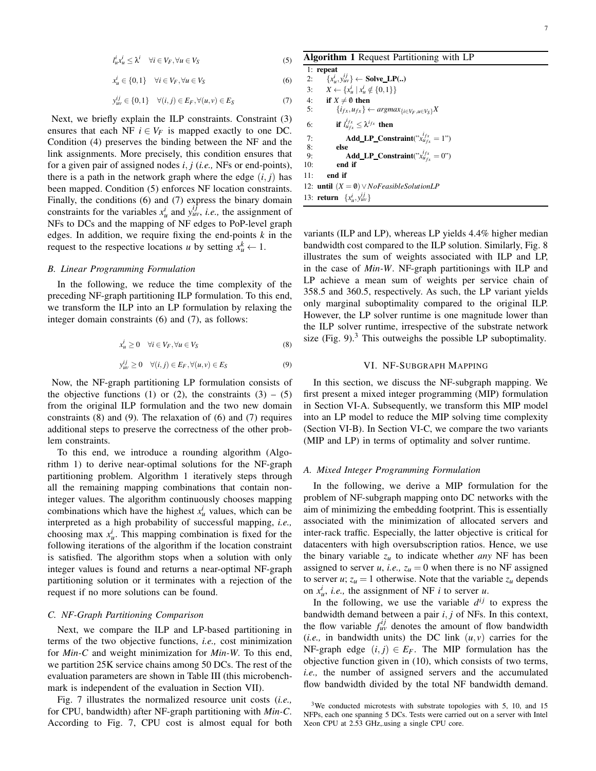$$l_u^i x_u^i \leq \lambda^i \quad \forall i \in V_F, \forall u \in V_S \tag{5}$$

$$x_u^i \in \{0,1\} \quad \forall i \in V_F, \forall u \in V_S \tag{6}$$

$$y_{uv}^{ij} \in \{0,1\} \quad \forall (i,j) \in E_F, \forall (u,v) \in E_S \tag{7}$$

Next, we briefly explain the ILP constraints. Constraint (3) ensures that each NF $i \in V_F$ is mapped exactly to one DC. Condition (4) preserves the binding between the NF and the link assignments. More precisely, this condition ensures that for a given pair of assigned nodes $i, j$ (*i.e.,* NFs or end-points), there is a path in the network graph where the edge $(i, j)$ has been mapped. Condition (5) enforces NF location constraints. Finally, the conditions (6) and (7) express the binary domain constraints for the variables $x_u^i$ and $y_{uv}^{ij}$, *i.e.,* the assignment of NFs to DCs and the mapping of NF edges to PoP-level graph edges. In addition, we require fixing the end-points $k$ in the request to the respective locations $u$ by setting $x_u^k \leftarrow 1$.

### B. Linear Programming Formulation

In the following, we reduce the time complexity of the preceding NF-graph partitioning ILP formulation. To this end, we transform the ILP into an LP formulation by relaxing the integer domain constraints (6) and (7), as follows:

$$x_u^i \geq 0 \quad \forall i \in V_F, \forall u \in V_S \tag{8}$$

$$y_{uv}^{ij} \geq 0 \quad \forall (i,j) \in E_F, \forall (u,v) \in E_S \tag{9}$$

Now, the NF-graph partitioning LP formulation consists of the objective functions (1) or (2), the constraints (3) – (5) from the original ILP formulation and the two new domain constraints (8) and (9). The relaxation of (6) and (7) requires additional steps to preserve the correctness of the other problem constraints.

To this end, we introduce a rounding algorithm (Algorithm 1) to derive near-optimal solutions for the NF-graph partitioning problem. Algorithm 1 iteratively steps through all the remaining mapping combinations that contain non-integer values. The algorithm continuously chooses mapping combinations which have the highest $x_u^i$ values, which can be interpreted as a high probability of successful mapping, *i.e.,* choosing max $x_u^i$. This mapping combination is fixed for the following iterations of the algorithm if the location constraint is satisfied. The algorithm stops when a solution with only integer values is found and returns a near-optimal NF-graph partitioning solution or it terminates with a rejection of the request if no more solutions can be found.

### C. NF-Graph Partitioning Comparison

Next, we compare the ILP and LP-based partitioning in terms of the two objective functions, *i.e.,* cost minimization for *Min-C* and weight minimization for *Min-W*. To this end, we partition 25K service chains among 50 DCs. The rest of the evaluation parameters are shown in Table III (this microbenchmark is independent of the evaluation in Section VII).

Fig. 7 illustrates the normalized resource unit costs (*i.e.,* for CPU, bandwidth) after NF-graph partitioning with *Min-C*. According to Fig. 7, CPU cost is almost equal for both variants (ILP and LP), whereas LP yields 4.4% higher median bandwidth cost compared to the ILP solution. Similarly, Fig. 8 illustrates the sum of weights associated with ILP and LP, in the case of *Min-W*. NF-graph partitionings with ILP and LP achieve a mean sum of weights per service chain of 358.5 and 360.5, respectively. As such, the LP variant yields only marginal suboptimality compared to the original ILP. However, the LP solver runtime is one magnitude lower than the ILP solver runtime, irrespective of the substrate network size (Fig. 9).[3] This outweighs the possible LP suboptimality.

**Algorithm 1** Request Partitioning with LP

```
1:  repeat
2:      {x_u^i, y_uv^ij} ← Solve_LP(..)
3:      X ← {x_u^i | x_u^i ∉ {0,1}}
4:      if X ≠ ∅ then
5:          {i_fx, u_fx} ← argmax_{i∈V_F, u∈V_S} X
6:          if l_{u_fx}^{i_fx} ≤ λ^{i_fx} then
7:              Add_LP_Constraint("x_{u_fx}^{i_fx} = 1")
8:          else
9:              Add_LP_Constraint("x_{u_fx}^{i_fx} = 0")
10:         end if
11:     end if
12: until (X = ∅) ∨ NoFeasibleSolutionLP
13: return {x_u^i, y_uv^ij}
```

## VI. NF-Subgraph Mapping

In this section, we discuss the NF-subgraph mapping. We first present a mixed integer programming (MIP) formulation in Section VI-A. Subsequently, we transform this MIP model into an LP model to reduce the MIP solving time complexity (Section VI-B). In Section VI-C, we compare the two variants (MIP and LP) in terms of optimality and solver runtime.

### A. Mixed Integer Programming Formulation

In the following, we derive a MIP formulation for the problem of NF-subgraph mapping onto DC networks with the aim of minimizing the embedding footprint. This is essentially associated with the minimization of allocated servers and inter-rack traffic. Especially, the latter objective is critical for datacenters with high oversubscription ratios. Hence, we use the binary variable $z_u$ to indicate whether *any* NF has been assigned to server $u$, *i.e.,* $z_u = 0$ when there is no NF assigned to server $u$; $z_u = 1$ otherwise. Note that the variable $z_u$ depends on $x_u^i$, *i.e.,* the assignment of NF $i$ to server $u$.

In the following, we use the variable $d^{ij}$ to express the bandwidth demand between a pair $i, j$ of NFs. In this context, the flow variable $f_{uv}^{ij}$ denotes the amount of flow bandwidth (*i.e.,* in bandwidth units) the DC link $(u, v)$ carries for the NF-graph edge $(i, j) \in E_F$. The MIP formulation has the objective function given in (10), which consists of two terms, *i.e.,* the number of assigned servers and the accumulated flow bandwidth divided by the total NF bandwidth demand.

[3] We conducted microtests with substrate topologies with 5, 10, and 15 NFPs, each one spanning 5 DCs. Tests were carried out on a server with Intel Xeon CPU at 2.53 GHz,.using a single CPU core.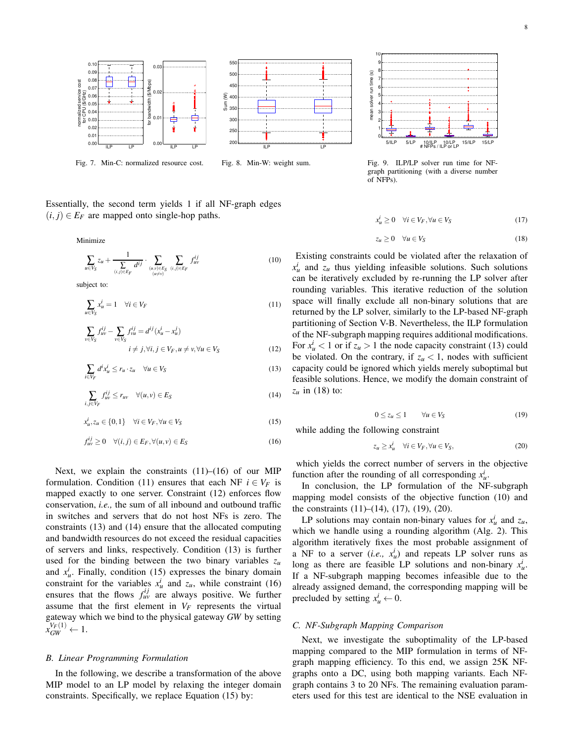Fig. 7. Min-C: normalized resource cost.

Fig. 8. Min-W: weight sum.

Fig. 9. ILP/LP solver run time for NF-graph partitioning (with a diverse number of NFPs).

Essentially, the second term yields 1 if all NF-graph edges $(i, j) \in E_F$ are mapped onto single-hop paths.

Minimize

$$\sum_{u \in V_S} z_u + \frac{1}{\sum_{(i,j) \in E_F} d^{ij}} \cdot \sum_{\substack{(u,v) \in E_S \\ (u \neq v)}} \sum_{(i,j) \in E_F} f_{uv}^{ij} \quad (10)$$

subject to:

$$\sum_{u \in V_S} x_u^i = 1 \quad \forall i \in V_F \quad (11)$$

$$\sum_{v \in V_S} f_{uv}^{ij} - \sum_{v \in V_S} f_{vu}^{ij} = d^{ij}(x_u^i - x_u^j)$$
$$i \neq j, \forall i, j \in V_F, u \neq v, \forall u \in V_S \quad (12)$$

$$\sum_{i \in V_F} d^i x_u^i \leq r_u \cdot z_u \quad \forall u \in V_S \quad (13)$$

$$\sum_{i,j \in V_F} f_{uv}^{ij} \leq r_{uv} \quad \forall (u,v) \in E_S \quad (14)$$

$$x_u^i, z_u \in \{0, 1\} \quad \forall i \in V_F, \forall u \in V_S \quad (15)$$

$$f_{uv}^{ij} \geq 0 \quad \forall (i,j) \in E_F, \forall (u,v) \in E_S \quad (16)$$

Next, we explain the constraints (11)–(16) of our MIP formulation. Condition (11) ensures that each NF $i \in V_F$ is mapped exactly to one server. Constraint (12) enforces flow conservation, *i.e.,* the sum of all inbound and outbound traffic in switches and servers that do not host NFs is zero. The constraints (13) and (14) ensure that the allocated computing and bandwidth resources do not exceed the residual capacities of servers and links, respectively. Condition (13) is further used for the binding between the two binary variables $z_u$ and $x_u^i$. Finally, condition (15) expresses the binary domain constraint for the variables $x_u^i$ and $z_u$, while constraint (16) ensures that the flows $f_{uv}^{ij}$ are always positive. We further assume that the first element in $V_F$ represents the virtual gateway which we bind to the physical gateway *GW* by setting $x_{GW}^{V_F(1)} \leftarrow 1$.

## B. Linear Programming Formulation

In the following, we describe a transformation of the above MIP model to an LP model by relaxing the integer domain constraints. Specifically, we replace Equation (15) by:

$$x_u^i \geq 0 \quad \forall i \in V_F, \forall u \in V_S \quad (17)$$

$$z_u \geq 0 \quad \forall u \in V_S \quad (18)$$

Existing constraints could be violated after the relaxation of $x_u^i$ and $z_u$ thus yielding infeasible solutions. Such solutions can be iteratively excluded by re-running the LP solver after rounding variables. This iterative reduction of the solution space will finally exclude all non-binary solutions that are returned by the LP solver, similarly to the LP-based NF-graph partitioning of Section V-B. Nevertheless, the ILP formulation of the NF-subgraph mapping requires additional modifications. For $x_u^i < 1$ or if $z_u > 1$ the node capacity constraint (13) could be violated. On the contrary, if $z_u < 1$, nodes with sufficient capacity could be ignored which yields merely suboptimal but feasible solutions. Hence, we modify the domain constraint of $z_u$ in (18) to:

$$0 \leq z_u \leq 1 \quad \forall u \in V_S \quad (19)$$

while adding the following constraint

$$z_u \geq x_u^i \quad \forall i \in V_F, \forall u \in V_S, \quad (20)$$

which yields the correct number of servers in the objective function after the rounding of all corresponding $x_u^i$.

In conclusion, the LP formulation of the NF-subgraph mapping model consists of the objective function (10) and the constraints (11)–(14), (17), (19), (20).

LP solutions may contain non-binary values for $x_u^i$ and $z_u$, which we handle using a rounding algorithm (Alg. 2). This algorithm iteratively fixes the most probable assignment of a NF to a server (*i.e.,* $x_u^i$) and repeats LP solver runs as long as there are feasible LP solutions and non-binary $x_u^i$. If a NF-subgraph mapping becomes infeasible due to the already assigned demand, the corresponding mapping will be precluded by setting $x_u^i \leftarrow 0$.

## C. NF-Subgraph Mapping Comparison

Next, we investigate the suboptimality of the LP-based mapping compared to the MIP formulation in terms of NF-graph mapping efficiency. To this end, we assign 25K NF-graphs onto a DC, using both mapping variants. Each NF-graph contains 3 to 20 NFs. The remaining evaluation parameters used for this test are identical to the NSE evaluation in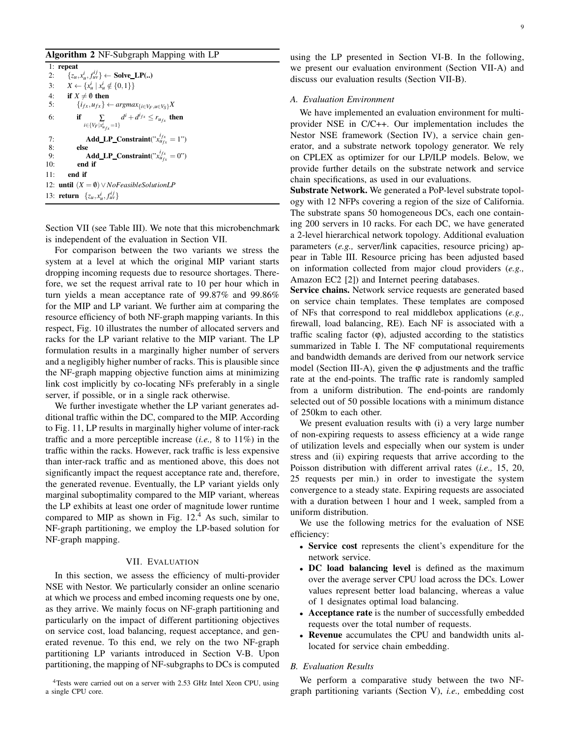**Algorithm 2** NF-Subgraph Mapping with LP

```
1: repeat
2:    {z_u, x^i_u, f^{ij}_{uv}} ← Solve_LP(..)
3:    X ← {x^i_u | x^i_u ∉ {0,1}}
4:    if X ≠ ∅ then
5:       {i_{fx}, u_{fx}} ← argmax_{i∈V_F, u∈V_S} X
6:       if Σ_{i∈{V_F | x^i_{u_fx}=1}} d^i + d^{i_fx} ≤ r_{u_fx} then
7:          Add_LP_Constraint("x^{i_fx}_{u_fx} = 1")
8:       else
9:          Add_LP_Constraint("x^{i_fx}_{u_fx} = 0")
10:      end if
11:   end if
12: until (X = ∅) ∨ NoFeasibleSolutionLP
13: return {z_u, x^i_u, f^{ij}_{uv}}
```

Section VII (see Table III). We note that this microbenchmark is independent of the evaluation in Section VII.

For comparison between the two variants we stress the system at a level at which the original MIP variant starts dropping incoming requests due to resource shortages. Therefore, we set the request arrival rate to 10 per hour which in turn yields a mean acceptance rate of 99.87% and 99.86% for the MIP and LP variant. We further aim at comparing the resource efficiency of both NF-graph mapping variants. In this respect, Fig. 10 illustrates the number of allocated servers and racks for the LP variant relative to the MIP variant. The LP formulation results in a marginally higher number of servers and a negligibly higher number of racks. This is plausible since the NF-graph mapping objective function aims at minimizing link cost implicitly by co-locating NFs preferably in a single server, if possible, or in a single rack otherwise.

We further investigate whether the LP variant generates additional traffic within the DC, compared to the MIP. According to Fig. 11, LP results in marginally higher volume of inter-rack traffic and a more perceptible increase (*i.e.,* 8 to 11%) in the traffic within the racks. However, rack traffic is less expensive than inter-rack traffic and as mentioned above, this does not significantly impact the request acceptance rate and, therefore, the generated revenue. Eventually, the LP variant yields only marginal suboptimality compared to the MIP variant, whereas the LP exhibits at least one order of magnitude lower runtime compared to MIP as shown in Fig. 12.[4] As such, similar to NF-graph partitioning, we employ the LP-based solution for NF-graph mapping.

## VII. Evaluation

In this section, we assess the efficiency of multi-provider NSE with Nestor. We particularly consider an online scenario at which we process and embed incoming requests one by one, as they arrive. We mainly focus on NF-graph partitioning and particularly on the impact of different partitioning objectives on service cost, load balancing, request acceptance, and generated revenue. To this end, we rely on the two NF-graph partitioning LP variants introduced in Section V-B. Upon partitioning, the mapping of NF-subgraphs to DCs is computed using the LP presented in Section VI-B. In the following, we present our evaluation environment (Section VII-A) and discuss our evaluation results (Section VII-B).

[4]Tests were carried out on a server with 2.53 GHz Intel Xeon CPU, using a single CPU core.

### A. Evaluation Environment

We have implemented an evaluation environment for multi-provider NSE in C/C++. Our implementation includes the Nestor NSE framework (Section IV), a service chain generator, and a substrate network topology generator. We rely on CPLEX as optimizer for our LP/ILP models. Below, we provide further details on the substrate network and service chain specifications, as used in our evaluations.

**Substrate Network.** We generated a PoP-level substrate topology with 12 NFPs covering a region of the size of California. The substrate spans 50 homogeneous DCs, each one containing 200 servers in 10 racks. For each DC, we have generated a 2-level hierarchical network topology. Additional evaluation parameters (*e.g.,* server/link capacities, resource pricing) appear in Table III. Resource pricing has been adjusted based on information collected from major cloud providers (*e.g.,* Amazon EC2 [2]) and Internet peering databases.

**Service chains.** Network service requests are generated based on service chain templates. These templates are composed of NFs that correspond to real middlebox applications (*e.g.,* firewall, load balancing, RE). Each NF is associated with a traffic scaling factor ($\varphi$), adjusted according to the statistics summarized in Table I. The NF computational requirements and bandwidth demands are derived from our network service model (Section III-A), given the $\varphi$ adjustments and the traffic rate at the end-points. The traffic rate is randomly sampled from a uniform distribution. The end-points are randomly selected out of 50 possible locations with a minimum distance of 250km to each other.

We present evaluation results with (i) a very large number of non-expiring requests to assess efficiency at a wide range of utilization levels and especially when our system is under stress and (ii) expiring requests that arrive according to the Poisson distribution with different arrival rates (*i.e.,* 15, 20, 25 requests per min.) in order to investigate the system convergence to a steady state. Expiring requests are associated with a duration between 1 hour and 1 week, sampled from a uniform distribution.

We use the following metrics for the evaluation of NSE efficiency:

- **Service cost** represents the client's expenditure for the network service.
- **DC load balancing level** is defined as the maximum over the average server CPU load across the DCs. Lower values represent better load balancing, whereas a value of 1 designates optimal load balancing.
- **Acceptance rate** is the number of successfully embedded requests over the total number of requests.
- **Revenue** accumulates the CPU and bandwidth units allocated for service chain embedding.

### B. Evaluation Results

We perform a comparative study between the two NF-graph partitioning variants (Section V), *i.e.,* embedding cost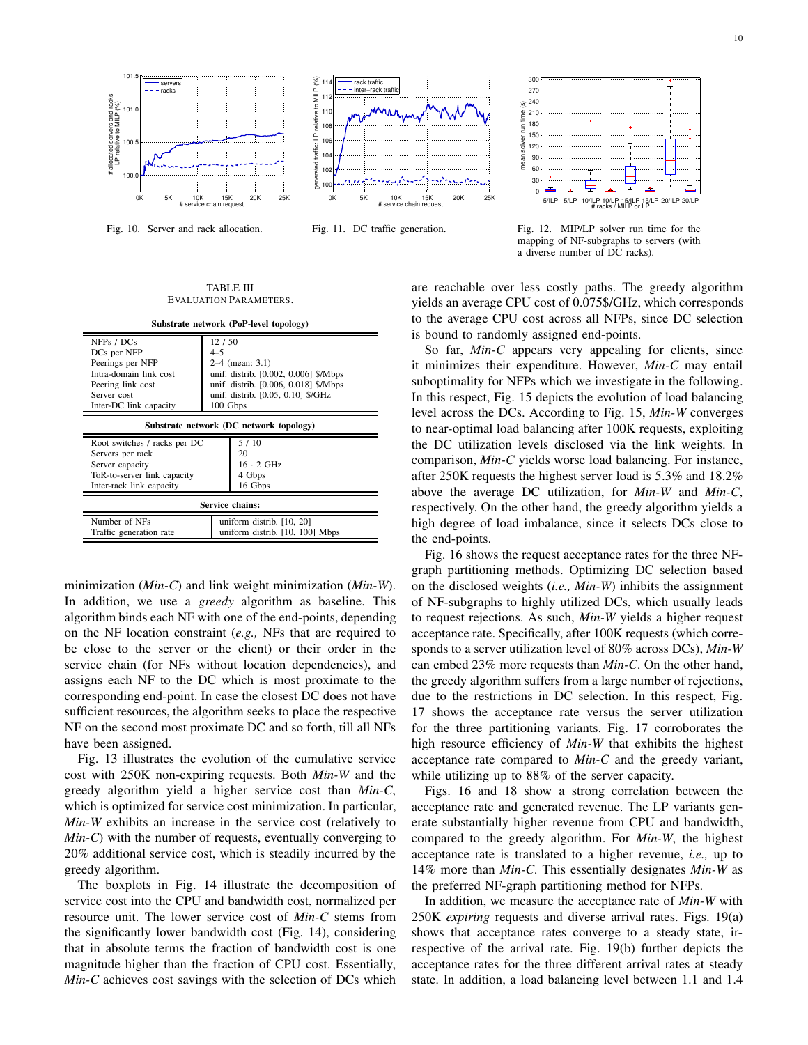Fig. 10. Server and rack allocation.

Fig. 11. DC traffic generation.

Fig. 12. MIP/LP solver run time for the mapping of NF-subgraphs to servers (with a diverse number of DC racks).

TABLE III
EVALUATION PARAMETERS.

| **Substrate network (PoP-level topology)** | |
|---|---|
| NFPs / DCs | 12 / 50 |
| DCs per NFP | 4–5 |
| Peerings per NFP | 2–4 (mean: 3.1) |
| Intra-domain link cost | unif. distrib. [0.002, 0.006] \$/Mbps |
| Peering link cost | unif. distrib. [0.006, 0.018] \$/Mbps |
| Server cost | unif. distrib. [0.05, 0.10] \$/GHz |
| Inter-DC link capacity | 100 Gbps |
| **Substrate network (DC network topology)** | |
| Root switches / racks per DC | 5 / 10 |
| Servers per rack | 20 |
| Server capacity | $16 \cdot 2$ GHz |
| ToR-to-server link capacity | 4 Gbps |
| Inter-rack link capacity | 16 Gbps |
| **Service chains:** | |
| Number of NFs | uniform distrib. [10, 20] |
| Traffic generation rate | uniform distrib. [10, 100] Mbps |

minimization (*Min-C*) and link weight minimization (*Min-W*). In addition, we use a *greedy* algorithm as baseline. This algorithm binds each NF with one of the end-points, depending on the NF location constraint (*e.g.,* NFs that are required to be close to the server or the client) or their order in the service chain (for NFs without location dependencies), and assigns each NF to the DC which is most proximate to the corresponding end-point. In case the closest DC does not have sufficient resources, the algorithm seeks to place the respective NF on the second most proximate DC and so forth, till all NFs have been assigned.

Fig. 13 illustrates the evolution of the cumulative service cost with 250K non-expiring requests. Both *Min-W* and the greedy algorithm yield a higher service cost than *Min-C*, which is optimized for service cost minimization. In particular, *Min-W* exhibits an increase in the service cost (relatively to *Min-C*) with the number of requests, eventually converging to 20% additional service cost, which is steadily incurred by the greedy algorithm.

The boxplots in Fig. 14 illustrate the decomposition of service cost into the CPU and bandwidth cost, normalized per resource unit. The lower service cost of *Min-C* stems from the significantly lower bandwidth cost (Fig. 14), considering that in absolute terms the fraction of bandwidth cost is one magnitude higher than the fraction of CPU cost. Essentially, *Min-C* achieves cost savings with the selection of DCs which are reachable over less costly paths. The greedy algorithm yields an average CPU cost of 0.075\$/GHz, which corresponds to the average CPU cost across all NFPs, since DC selection is bound to randomly assigned end-points.

So far, *Min-C* appears very appealing for clients, since it minimizes their expenditure. However, *Min-C* may entail suboptimality for NFPs which we investigate in the following. In this respect, Fig. 15 depicts the evolution of load balancing level across the DCs. According to Fig. 15, *Min-W* converges to near-optimal load balancing after 100K requests, exploiting the DC utilization levels disclosed via the link weights. In comparison, *Min-C* yields worse load balancing. For instance, after 250K requests the highest server load is 5.3% and 18.2% above the average DC utilization, for *Min-W* and *Min-C*, respectively. On the other hand, the greedy algorithm yields a high degree of load imbalance, since it selects DCs close to the end-points.

Fig. 16 shows the request acceptance rates for the three NF-graph partitioning methods. Optimizing DC selection based on the disclosed weights (*i.e., Min-W*) inhibits the assignment of NF-subgraphs to highly utilized DCs, which usually leads to request rejections. As such, *Min-W* yields a higher request acceptance rate. Specifically, after 100K requests (which corresponds to a server utilization level of 80% across DCs), *Min-W* can embed 23% more requests than *Min-C*. On the other hand, the greedy algorithm suffers from a large number of rejections, due to the restrictions in DC selection. In this respect, Fig. 17 shows the acceptance rate versus the server utilization for the three partitioning variants. Fig. 17 corroborates the high resource efficiency of *Min-W* that exhibits the highest acceptance rate compared to *Min-C* and the greedy variant, while utilizing up to 88% of the server capacity.

Figs. 16 and 18 show a strong correlation between the acceptance rate and generated revenue. The LP variants generate substantially higher revenue from CPU and bandwidth, compared to the greedy algorithm. For *Min-W*, the highest acceptance rate is translated to a higher revenue, *i.e.,* up to 14% more than *Min-C*. This essentially designates *Min-W* as the preferred NF-graph partitioning method for NFPs.

In addition, we measure the acceptance rate of *Min-W* with 250K *expiring* requests and diverse arrival rates. Figs. 19(a) shows that acceptance rates converge to a steady state, irrespective of the arrival rate. Fig. 19(b) further depicts the acceptance rates for the three different arrival rates at steady state. In addition, a load balancing level between 1.1 and 1.4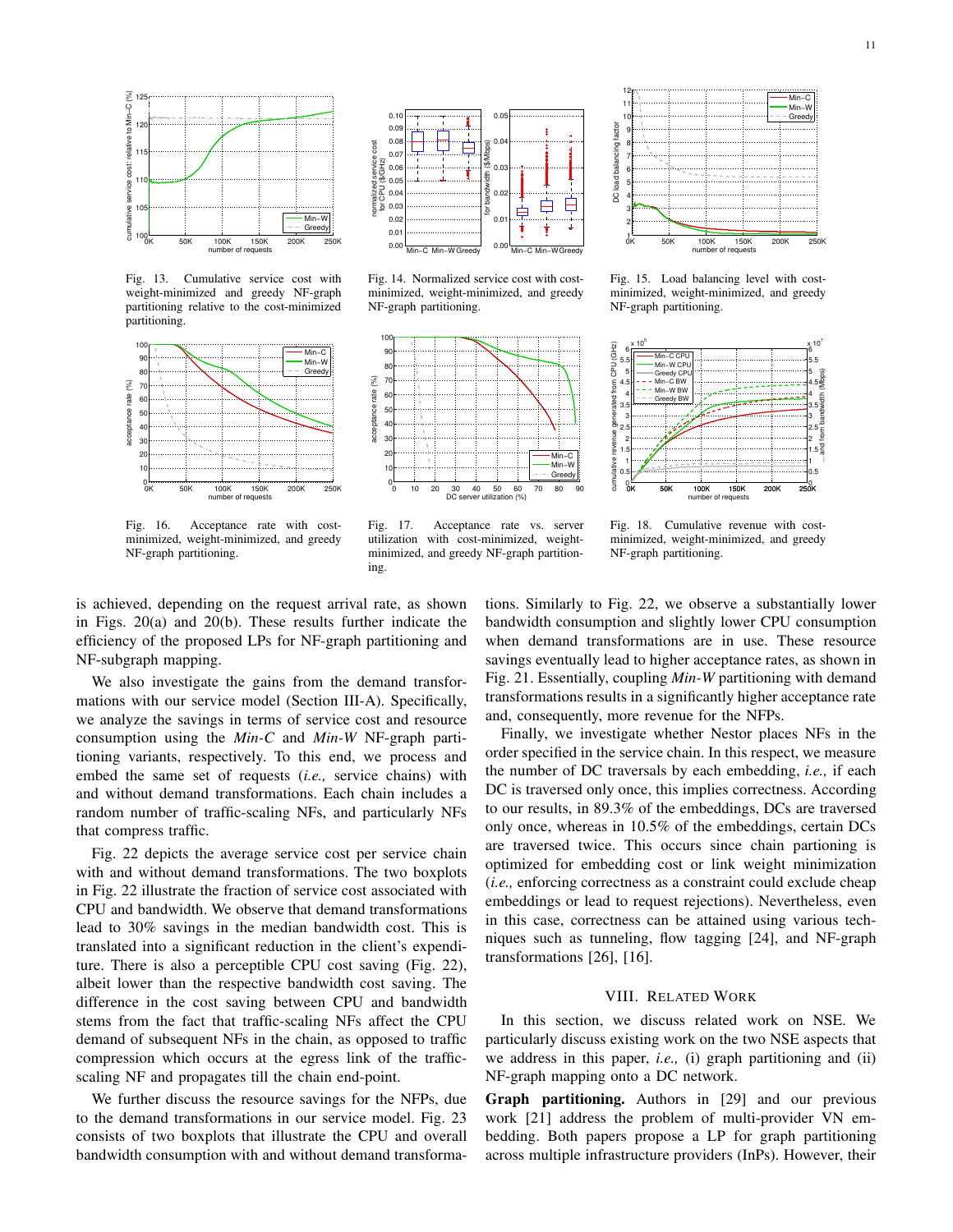Fig. 13. Cumulative service cost with weight-minimized and greedy NF-graph partitioning relative to the cost-minimized partitioning.

Fig. 14. Normalized service cost with cost-minimized, weight-minimized, and greedy NF-graph partitioning.

Fig. 15. Load balancing level with cost-minimized, weight-minimized, and greedy NF-graph partitioning.

Fig. 16. Acceptance rate with cost-minimized, weight-minimized, and greedy NF-graph partitioning.

Fig. 17. Acceptance rate vs. server utilization with cost-minimized, weight-minimized, and greedy NF-graph partitioning.

Fig. 18. Cumulative revenue with cost-minimized, weight-minimized, and greedy NF-graph partitioning.

is achieved, depending on the request arrival rate, as shown in Figs. 20(a) and 20(b). These results further indicate the efficiency of the proposed LPs for NF-graph partitioning and NF-subgraph mapping.

We also investigate the gains from the demand transformations with our service model (Section III-A). Specifically, we analyze the savings in terms of service cost and resource consumption using the *Min-C* and *Min-W* NF-graph partitioning variants, respectively. To this end, we process and embed the same set of requests (*i.e.,* service chains) with and without demand transformations. Each chain includes a random number of traffic-scaling NFs, and particularly NFs that compress traffic.

Fig. 22 depicts the average service cost per service chain with and without demand transformations. The two boxplots in Fig. 22 illustrate the fraction of service cost associated with CPU and bandwidth. We observe that demand transformations lead to 30% savings in the median bandwidth cost. This is translated into a significant reduction in the client's expenditure. There is also a perceptible CPU cost saving (Fig. 22), albeit lower than the respective bandwidth cost saving. The difference in the cost saving between CPU and bandwidth stems from the fact that traffic-scaling NFs affect the CPU demand of subsequent NFs in the chain, as opposed to traffic compression which occurs at the egress link of the traffic-scaling NF and propagates till the chain end-point.

We further discuss the resource savings for the NFPs, due to the demand transformations in our service model. Fig. 23 consists of two boxplots that illustrate the CPU and overall bandwidth consumption with and without demand transformations. Similarly to Fig. 22, we observe a substantially lower bandwidth consumption and slightly lower CPU consumption when demand transformations are in use. These resource savings eventually lead to higher acceptance rates, as shown in Fig. 21. Essentially, coupling *Min-W* partitioning with demand transformations results in a significantly higher acceptance rate and, consequently, more revenue for the NFPs.

Finally, we investigate whether Nestor places NFs in the order specified in the service chain. In this respect, we measure the number of DC traversals by each embedding, *i.e.,* if each DC is traversed only once, this implies correctness. According to our results, in 89.3% of the embeddings, DCs are traversed only once, whereas in 10.5% of the embeddings, certain DCs are traversed twice. This occurs since chain partioning is optimized for embedding cost or link weight minimization (*i.e.,* enforcing correctness as a constraint could exclude cheap embeddings or lead to request rejections). Nevertheless, even in this case, correctness can be attained using various techniques such as tunneling, flow tagging [24], and NF-graph transformations [26], [16].

## VIII. Related Work

In this section, we discuss related work on NSE. We particularly discuss existing work on the two NSE aspects that we address in this paper, *i.e.,* (i) graph partitioning and (ii) NF-graph mapping onto a DC network.

**Graph partitioning.** Authors in [29] and our previous work [21] address the problem of multi-provider VN embedding. Both papers propose a LP for graph partitioning across multiple infrastructure providers (InPs). However, their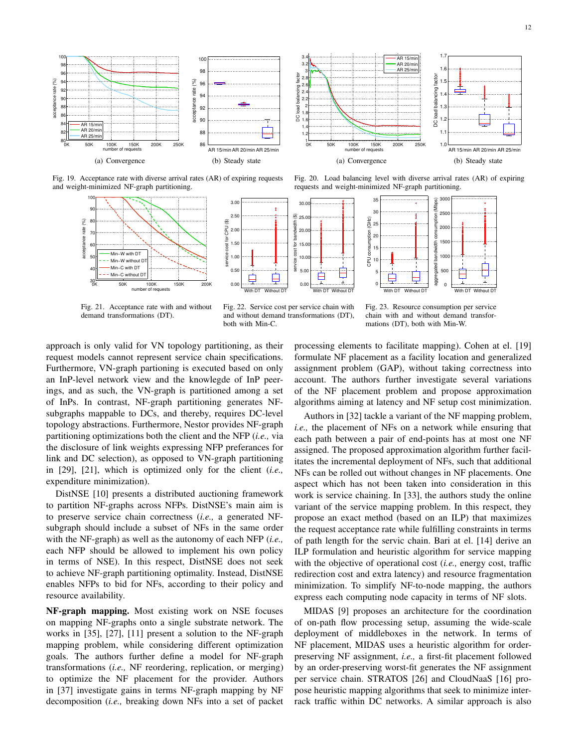(a) Convergence

(b) Steady state

Fig. 19. Acceptance rate with diverse arrival rates (AR) of expiring requests and weight-minimized NF-graph partitioning.

(a) Convergence

(b) Steady state

Fig. 20. Load balancing level with diverse arrival rates (AR) of expiring requests and weight-minimized NF-graph partitioning.

Fig. 21. Acceptance rate with and without demand transformations (DT).

Fig. 22. Service cost per service chain with and without demand transformations (DT), both with Min-C.

Fig. 23. Resource consumption per service chain with and without demand transformations (DT), both with Min-W.

approach is only valid for VN topology partitioning, as their request models cannot represent service chain specifications. Furthermore, VN-graph partioning is executed based on only an InP-level network view and the knowlegde of InP peerings, and as such, the VN-graph is partitioned among a set of InPs. In contrast, NF-graph partitioning generates NF-subgraphs mappable to DCs, and thereby, requires DC-level topology abstractions. Furthermore, Nestor provides NF-graph partitioning optimizations both the client and the NFP (*i.e.,* via the disclosure of link weights expressing NFP preferences for link and DC selection), as opposed to VN-graph partitioning in [29], [21], which is optimized only for the client (*i.e.,* expenditure minimization).

DistNSE [10] presents a distributed auctioning framework to partition NF-graphs across NFPs. DistNSE's main aim is to preserve service chain correctness (*i.e.,* a generated NF-subgraph should include a subset of NFs in the same order with the NF-graph) as well as the autonomy of each NFP (*i.e.,* each NFP should be allowed to implement his own policy in terms of NSE). In this respect, DistNSE does not seek to achieve NF-graph partitioning optimality. Instead, DistNSE enables NFPs to bid for NFs, according to their policy and resource availability.

**NF-graph mapping.** Most existing work on NSE focuses on mapping NF-graphs onto a single substrate network. The works in [35], [27], [11] present a solution to the NF-graph mapping problem, while considering different optimization goals. The authors further define a model for NF-graph transformations (*i.e.,* NF reordering, replication, or merging) to optimize the NF placement for the provider. Authors in [37] investigate gains in terms NF-graph mapping by NF decomposition (*i.e.,* breaking down NFs into a set of packet processing elements to facilitate mapping). Cohen at el. [19] formulate NF placement as a facility location and generalized assignment problem (GAP), without taking correctness into account. The authors further investigate several variations of the NF placement problem and propose approximation algorithms aiming at latency and NF setup cost minimization.

Authors in [32] tackle a variant of the NF mapping problem, *i.e.,* the placement of NFs on a network while ensuring that each path between a pair of end-points has at most one NF assigned. The proposed approximation algorithm further facilitates the incremental deployment of NFs, such that additional NFs can be rolled out without changes in NF placements. One aspect which has not been taken into consideration in this work is service chaining. In [33], the authors study the online variant of the service mapping problem. In this respect, they propose an exact method (based on an ILP) that maximizes the request acceptance rate while fulfilling constraints in terms of path length for the servic chain. Bari at el. [14] derive an ILP formulation and heuristic algorithm for service mapping with the objective of operational cost (*i.e.,* energy cost, traffic redirection cost and extra latency) and resource fragmentation minimization. To simplify NF-to-node mapping, the authors express each computing node capacity in terms of NF slots.

MIDAS [9] proposes an architecture for the coordination of on-path flow processing setup, assuming the wide-scale deployment of middleboxes in the network. In terms of NF placement, MIDAS uses a heuristic algorithm for order-preserving NF assignment, *i.e.,* a first-fit placement followed by an order-preserving worst-fit generates the NF assignment per service chain. STRATOS [26] and CloudNaaS [16] propose heuristic mapping algorithms that seek to minimize inter-rack traffic within DC networks. A similar approach is also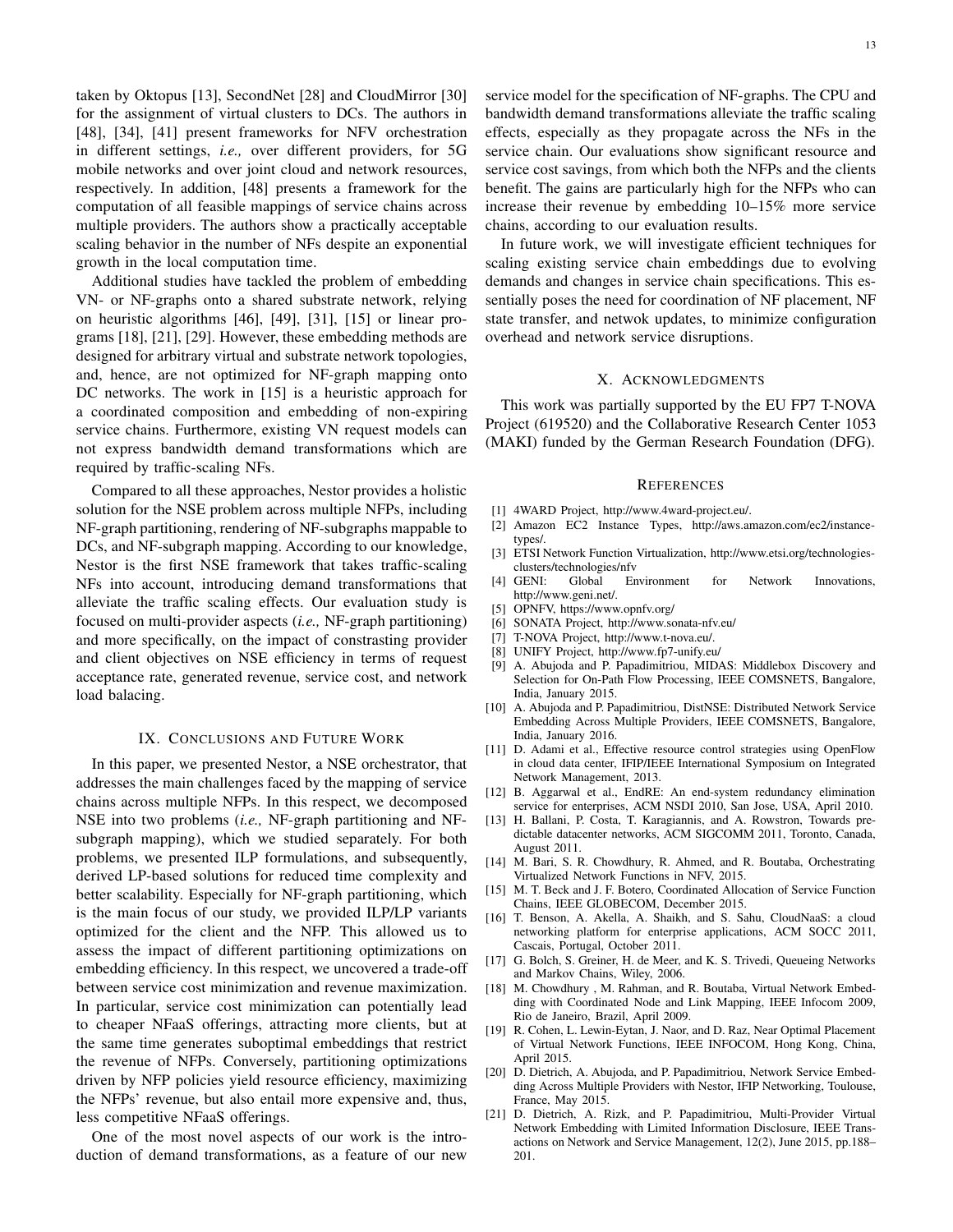taken by Oktopus [13], SecondNet [28] and CloudMirror [30] for the assignment of virtual clusters to DCs. The authors in [48], [34], [41] present frameworks for NFV orchestration in different settings, *i.e.,* over different providers, for 5G mobile networks and over joint cloud and network resources, respectively. In addition, [48] presents a framework for the computation of all feasible mappings of service chains across multiple providers. The authors show a practically acceptable scaling behavior in the number of NFs despite an exponential growth in the local computation time.

Additional studies have tackled the problem of embedding VN- or NF-graphs onto a shared substrate network, relying on heuristic algorithms [46], [49], [31], [15] or linear programs [18], [21], [29]. However, these embedding methods are designed for arbitrary virtual and substrate network topologies, and, hence, are not optimized for NF-graph mapping onto DC networks. The work in [15] is a heuristic approach for a coordinated composition and embedding of non-expiring service chains. Furthermore, existing VN request models can not express bandwidth demand transformations which are required by traffic-scaling NFs.

Compared to all these approaches, Nestor provides a holistic solution for the NSE problem across multiple NFPs, including NF-graph partitioning, rendering of NF-subgraphs mappable to DCs, and NF-subgraph mapping. According to our knowledge, Nestor is the first NSE framework that takes traffic-scaling NFs into account, introducing demand transformations that alleviate the traffic scaling effects. Our evaluation study is focused on multi-provider aspects (*i.e.,* NF-graph partitioning) and more specifically, on the impact of constrasting provider and client objectives on NSE efficiency in terms of request acceptance rate, generated revenue, service cost, and network load balacing.

## IX. Conclusions and Future Work

In this paper, we presented Nestor, a NSE orchestrator, that addresses the main challenges faced by the mapping of service chains across multiple NFPs. In this respect, we decomposed NSE into two problems (*i.e.,* NF-graph partitioning and NF-subgraph mapping), which we studied separately. For both problems, we presented ILP formulations, and subsequently, derived LP-based solutions for reduced time complexity and better scalability. Especially for NF-graph partitioning, which is the main focus of our study, we provided ILP/LP variants optimized for the client and the NFP. This allowed us to assess the impact of different partitioning optimizations on embedding efficiency. In this respect, we uncovered a trade-off between service cost minimization and revenue maximization. In particular, service cost minimization can potentially lead to cheaper NFaaS offerings, attracting more clients, but at the same time generates suboptimal embeddings that restrict the revenue of NFPs. Conversely, partitioning optimizations driven by NFP policies yield resource efficiency, maximizing the NFPs' revenue, but also entail more expensive and, thus, less competitive NFaaS offerings.

One of the most novel aspects of our work is the introduction of demand transformations, as a feature of our new service model for the specification of NF-graphs. The CPU and bandwidth demand transformations alleviate the traffic scaling effects, especially as they propagate across the NFs in the service chain. Our evaluations show significant resource and service cost savings, from which both the NFPs and the clients benefit. The gains are particularly high for the NFPs who can increase their revenue by embedding 10–15% more service chains, according to our evaluation results.

In future work, we will investigate efficient techniques for scaling existing service chain embeddings due to evolving demands and changes in service chain specifications. This essentially poses the need for coordination of NF placement, NF state transfer, and netwok updates, to minimize configuration overhead and network service disruptions.

## X. Acknowledgments

This work was partially supported by the EU FP7 T-NOVA Project (619520) and the Collaborative Research Center 1053 (MAKI) funded by the German Research Foundation (DFG).

## References

[1] 4WARD Project, http://www.4ward-project.eu/.

[2] Amazon EC2 Instance Types, http://aws.amazon.com/ec2/instance-types/.

[3] ETSI Network Function Virtualization, http://www.etsi.org/technologies-clusters/technologies/nfv

[4] GENI: Global Environment for Network Innovations, http://www.geni.net/.

[5] OPNFV, https://www.opnfv.org/

[6] SONATA Project, http://www.sonata-nfv.eu/

[7] T-NOVA Project, http://www.t-nova.eu/.

[8] UNIFY Project, http://www.fp7-unify.eu/

[9] A. Abujoda and P. Papadimitriou, MIDAS: Middlebox Discovery and Selection for On-Path Flow Processing, IEEE COMSNETS, Bangalore, India, January 2015.

[10] A. Abujoda and P. Papadimitriou, DistNSE: Distributed Network Service Embedding Across Multiple Providers, IEEE COMSNETS, Bangalore, India, January 2016.

[11] D. Adami et al., Effective resource control strategies using OpenFlow in cloud data center, IFIP/IEEE International Symposium on Integrated Network Management, 2013.

[12] B. Aggarwal et al., EndRE: An end-system redundancy elimination service for enterprises, ACM NSDI 2010, San Jose, USA, April 2010.

[13] H. Ballani, P. Costa, T. Karagiannis, and A. Rowstron, Towards predictable datacenter networks, ACM SIGCOMM 2011, Toronto, Canada, August 2011.

[14] M. Bari, S. R. Chowdhury, R. Ahmed, and R. Boutaba, Orchestrating Virtualized Network Functions in NFV, 2015.

[15] M. T. Beck and J. F. Botero, Coordinated Allocation of Service Function Chains, IEEE GLOBECOM, December 2015.

[16] T. Benson, A. Akella, A. Shaikh, and S. Sahu, CloudNaaS: a cloud networking platform for enterprise applications, ACM SOCC 2011, Cascais, Portugal, October 2011.

[17] G. Bolch, S. Greiner, H. de Meer, and K. S. Trivedi, Queueing Networks and Markov Chains, Wiley, 2006.

[18] M. Chowdhury , M. Rahman, and R. Boutaba, Virtual Network Embedding with Coordinated Node and Link Mapping, IEEE Infocom 2009, Rio de Janeiro, Brazil, April 2009.

[19] R. Cohen, L. Lewin-Eytan, J. Naor, and D. Raz, Near Optimal Placement of Virtual Network Functions, IEEE INFOCOM, Hong Kong, China, April 2015.

[20] D. Dietrich, A. Abujoda, and P. Papadimitriou, Network Service Embedding Across Multiple Providers with Nestor, IFIP Networking, Toulouse, France, May 2015.

[21] D. Dietrich, A. Rizk, and P. Papadimitriou, Multi-Provider Virtual Network Embedding with Limited Information Disclosure, IEEE Transactions on Network and Service Management, 12(2), June 2015, pp.188–201.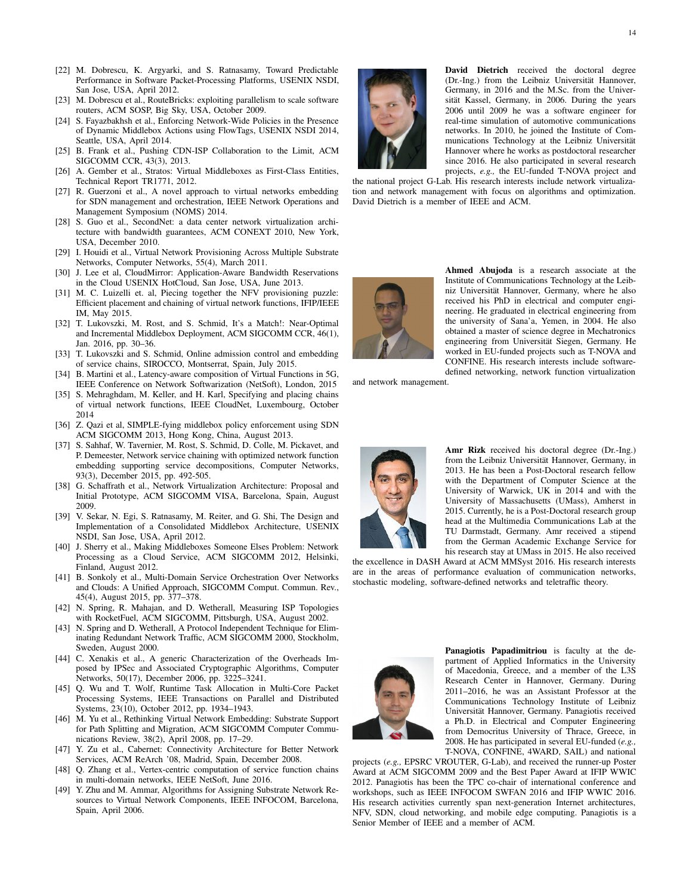[22] M. Dobrescu, K. Argyarki, and S. Ratnasamy, Toward Predictable Performance in Software Packet-Processing Platforms, USENIX NSDI, San Jose, USA, April 2012.

[23] M. Dobrescu et al., RouteBricks: exploiting parallelism to scale software routers, ACM SOSP, Big Sky, USA, October 2009.

[24] S. Fayazbakhsh et al., Enforcing Network-Wide Policies in the Presence of Dynamic Middlebox Actions using FlowTags, USENIX NSDI 2014, Seattle, USA, April 2014.

[25] B. Frank et al., Pushing CDN-ISP Collaboration to the Limit, ACM SIGCOMM CCR, 43(3), 2013.

[26] A. Gember et al., Stratos: Virtual Middleboxes as First-Class Entities, Technical Report TR1771, 2012.

[27] R. Guerzoni et al., A novel approach to virtual networks embedding for SDN management and orchestration, IEEE Network Operations and Management Symposium (NOMS) 2014.

[28] S. Guo et al., SecondNet: a data center network virtualization architecture with bandwidth guarantees, ACM CONEXT 2010, New York, USA, December 2010.

[29] I. Houidi et al., Virtual Network Provisioning Across Multiple Substrate Networks, Computer Networks, 55(4), March 2011.

[30] J. Lee et al, CloudMirror: Application-Aware Bandwidth Reservations in the Cloud USENIX HotCloud, San Jose, USA, June 2013.

[31] M. C. Luizelli et. al, Piecing together the NFV provisioning puzzle: Efficient placement and chaining of virtual network functions, IFIP/IEEE IM, May 2015.

[32] T. Lukovszki, M. Rost, and S. Schmid, It's a Match!: Near-Optimal and Incremental Middlebox Deployment, ACM SIGCOMM CCR, 46(1), Jan. 2016, pp. 30–36.

[33] T. Lukovszki and S. Schmid, Online admission control and embedding of service chains, SIROCCO, Montserrat, Spain, July 2015.

[34] B. Martini et al., Latency-aware composition of Virtual Functions in 5G, IEEE Conference on Network Softwarization (NetSoft), London, 2015

[35] S. Mehraghdam, M. Keller, and H. Karl, Specifying and placing chains of virtual network functions, IEEE CloudNet, Luxembourg, October 2014

[36] Z. Qazi et al, SIMPLE-fying middlebox policy enforcement using SDN ACM SIGCOMM 2013, Hong Kong, China, August 2013.

[37] S. Sahhaf, W. Tavernier, M. Rost, S. Schmid, D. Colle, M. Pickavet, and P. Demeester, Network service chaining with optimized network function embedding supporting service decompositions, Computer Networks, 93(3), December 2015, pp. 492-505.

[38] G. Schaffrath et al., Network Virtualization Architecture: Proposal and Initial Prototype, ACM SIGCOMM VISA, Barcelona, Spain, August 2009.

[39] V. Sekar, N. Egi, S. Ratnasamy, M. Reiter, and G. Shi, The Design and Implementation of a Consolidated Middlebox Architecture, USENIX NSDI, San Jose, USA, April 2012.

[40] J. Sherry et al., Making Middleboxes Someone Elses Problem: Network Processing as a Cloud Service, ACM SIGCOMM 2012, Helsinki, Finland, August 2012.

[41] B. Sonkoly et al., Multi-Domain Service Orchestration Over Networks and Clouds: A Unified Approach, SIGCOMM Comput. Commun. Rev., 45(4), August 2015, pp. 377–378.

[42] N. Spring, R. Mahajan, and D. Wetherall, Measuring ISP Topologies with RocketFuel, ACM SIGCOMM, Pittsburgh, USA, August 2002.

[43] N. Spring and D. Wetherall, A Protocol Independent Technique for Eliminating Redundant Network Traffic, ACM SIGCOMM 2000, Stockholm, Sweden, August 2000.

[44] C. Xenakis et al., A generic Characterization of the Overheads Imposed by IPSec and Associated Cryptographic Algorithms, Computer Networks, 50(17), December 2006, pp. 3225–3241.

[45] Q. Wu and T. Wolf, Runtime Task Allocation in Multi-Core Packet Processing Systems, IEEE Transactions on Parallel and Distributed Systems, 23(10), October 2012, pp. 1934–1943.

[46] M. Yu et al., Rethinking Virtual Network Embedding: Substrate Support for Path Splitting and Migration, ACM SIGCOMM Computer Communications Review, 38(2), April 2008, pp. 17–29.

[47] Y. Zu et al., Cabernet: Connectivity Architecture for Better Network Services, ACM ReArch '08, Madrid, Spain, December 2008.

[48] Q. Zhang et al., Vertex-centric computation of service function chains in multi-domain networks, IEEE NetSoft, June 2016.

[49] Y. Zhu and M. Ammar, Algorithms for Assigning Substrate Network Resources to Virtual Network Components, IEEE INFOCOM, Barcelona, Spain, April 2006.

**David Dietrich** received the doctoral degree (Dr.-Ing.) from the Leibniz Universität Hannover, Germany, in 2016 and the M.Sc. from the Universität Kassel, Germany, in 2006. During the years 2006 until 2009 he was a software engineer for real-time simulation of automotive communications networks. In 2010, he joined the Institute of Communications Technology at the Leibniz Universität Hannover where he works as postdoctoral researcher since 2016. He also participated in several research projects, *e.g.,* the EU-funded T-NOVA project and the national project G-Lab. His research interests include network virtualization and network management with focus on algorithms and optimization. David Dietrich is a member of IEEE and ACM.

**Ahmed Abujoda** is a research associate at the Institute of Communications Technology at the Leibniz Universität Hannover, Germany, where he also received his PhD in electrical and computer engineering. He graduated in electrical engineering from the university of Sana'a, Yemen, in 2004. He also obtained a master of science degree in Mechatronics engineering from Universität Siegen, Germany. He worked in EU-funded projects such as T-NOVA and CONFINE. His research interests include software-defined networking, network function virtualization and network management.

**Amr Rizk** received his doctoral degree (Dr.-Ing.) from the Leibniz Universität Hannover, Germany, in 2013. He has been a Post-Doctoral research fellow with the Department of Computer Science at the University of Warwick, UK in 2014 and with the University of Massachusetts (UMass), Amherst in 2015. Currently, he is a Post-Doctoral research group head at the Multimedia Communications Lab at the TU Darmstadt, Germany. Amr received a stipend from the German Academic Exchange Service for his research stay at UMass in 2015. He also received the excellence in DASH Award at ACM MMSyst 2016. His research interests are in the areas of performance evaluation of communication networks, stochastic modeling, software-defined networks and teletraffic theory.

**Panagiotis Papadimitriou** is faculty at the department of Applied Informatics in the University of Macedonia, Greece, and a member of the L3S Research Center in Hannover, Germany. During 2011–2016, he was an Assistant Professor at the Communications Technology Institute of Leibniz Universität Hannover, Germany. Panagiotis received a Ph.D. in Electrical and Computer Engineering from Democritus University of Thrace, Greece, in 2008. He has participated in several EU-funded (*e.g.,* T-NOVA, CONFINE, 4WARD, SAIL) and national projects (*e.g.,* EPSRC VROUTER, G-Lab), and received the runner-up Poster Award at ACM SIGCOMM 2009 and the Best Paper Award at IFIP WWIC 2012. Panagiotis has been the TPC co-chair of international conference and workshops, such as IEEE INFOCOM SWFAN 2016 and IFIP WWIC 2016. His research activities currently span next-generation Internet architectures, NFV, SDN, cloud networking, and mobile edge computing. Panagiotis is a Senior Member of IEEE and a member of ACM.